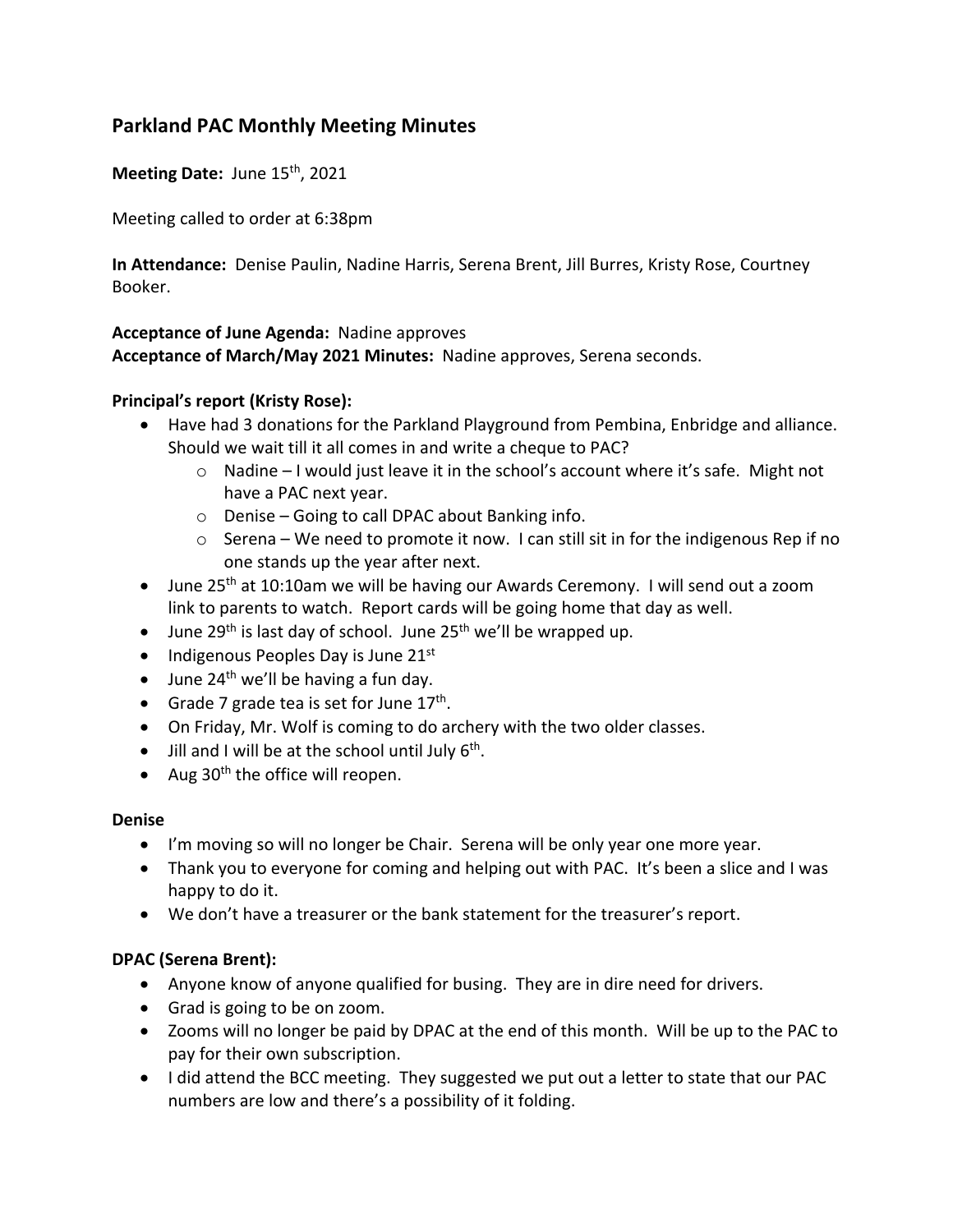## Parkland PAC Monthly Meeting Minutes

**Meeting Date:** June 15th, 2021

Meeting called to order at 6:38pm

**In Attendance:** Denise Paulin, Nadine Harris, Serena Brent, Jill Burres, Kristy Rose, Courtney Booker.

**Acceptance of June Agenda:** Nadine approves
**Acceptance of March/May 2021 Minutes:** Nadine approves, Serena seconds.

### Principal's report (Kristy Rose):

- Have had 3 donations for the Parkland Playground from Pembina, Enbridge and alliance. Should we wait till it all comes in and write a cheque to PAC?
  - Nadine – I would just leave it in the school's account where it's safe. Might not have a PAC next year.
  - Denise – Going to call DPAC about Banking info.
  - Serena – We need to promote it now. I can still sit in for the indigenous Rep if no one stands up the year after next.
- June 25th at 10:10am we will be having our Awards Ceremony. I will send out a zoom link to parents to watch. Report cards will be going home that day as well.
- June 29th is last day of school. June 25th we'll be wrapped up.
- Indigenous Peoples Day is June 21st
- June 24th we'll be having a fun day.
- Grade 7 grade tea is set for June 17th.
- On Friday, Mr. Wolf is coming to do archery with the two older classes.
- Jill and I will be at the school until July 6th.
- Aug 30th the office will reopen.

### Denise

- I'm moving so will no longer be Chair. Serena will be only year one more year.
- Thank you to everyone for coming and helping out with PAC. It's been a slice and I was happy to do it.
- We don't have a treasurer or the bank statement for the treasurer's report.

### DPAC (Serena Brent):

- Anyone know of anyone qualified for busing. They are in dire need for drivers.
- Grad is going to be on zoom.
- Zooms will no longer be paid by DPAC at the end of this month. Will be up to the PAC to pay for their own subscription.
- I did attend the BCC meeting. They suggested we put out a letter to state that our PAC numbers are low and there's a possibility of it folding.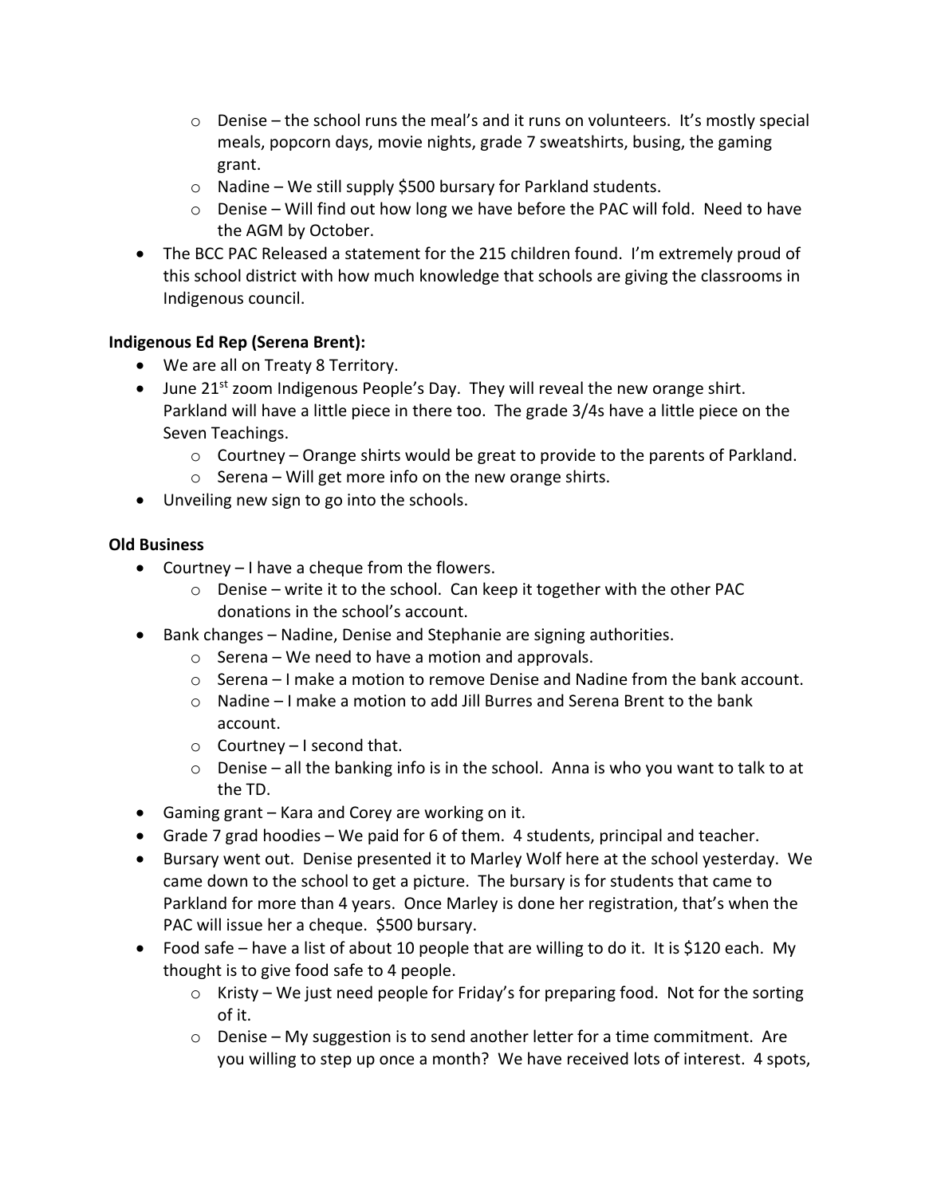- Denise – the school runs the meal's and it runs on volunteers. It's mostly special meals, popcorn days, movie nights, grade 7 sweatshirts, busing, the gaming grant.
    - Nadine – We still supply $500 bursary for Parkland students.
    - Denise – Will find out how long we have before the PAC will fold. Need to have the AGM by October.
- The BCC PAC Released a statement for the 215 children found. I'm extremely proud of this school district with how much knowledge that schools are giving the classrooms in Indigenous council.

**Indigenous Ed Rep (Serena Brent):**

- We are all on Treaty 8 Territory.
- June 21st zoom Indigenous People's Day. They will reveal the new orange shirt. Parkland will have a little piece in there too. The grade 3/4s have a little piece on the Seven Teachings.
    - Courtney – Orange shirts would be great to provide to the parents of Parkland.
    - Serena – Will get more info on the new orange shirts.
- Unveiling new sign to go into the schools.

**Old Business**

- Courtney – I have a cheque from the flowers.
    - Denise – write it to the school. Can keep it together with the other PAC donations in the school's account.
- Bank changes – Nadine, Denise and Stephanie are signing authorities.
    - Serena – We need to have a motion and approvals.
    - Serena – I make a motion to remove Denise and Nadine from the bank account.
    - Nadine – I make a motion to add Jill Burres and Serena Brent to the bank account.
    - Courtney – I second that.
    - Denise – all the banking info is in the school. Anna is who you want to talk to at the TD.
- Gaming grant – Kara and Corey are working on it.
- Grade 7 grad hoodies – We paid for 6 of them. 4 students, principal and teacher.
- Bursary went out. Denise presented it to Marley Wolf here at the school yesterday. We came down to the school to get a picture. The bursary is for students that came to Parkland for more than 4 years. Once Marley is done her registration, that's when the PAC will issue her a cheque. $500 bursary.
- Food safe – have a list of about 10 people that are willing to do it. It is $120 each. My thought is to give food safe to 4 people.
    - Kristy – We just need people for Friday's for preparing food. Not for the sorting of it.
    - Denise – My suggestion is to send another letter for a time commitment. Are you willing to step up once a month? We have received lots of interest. 4 spots,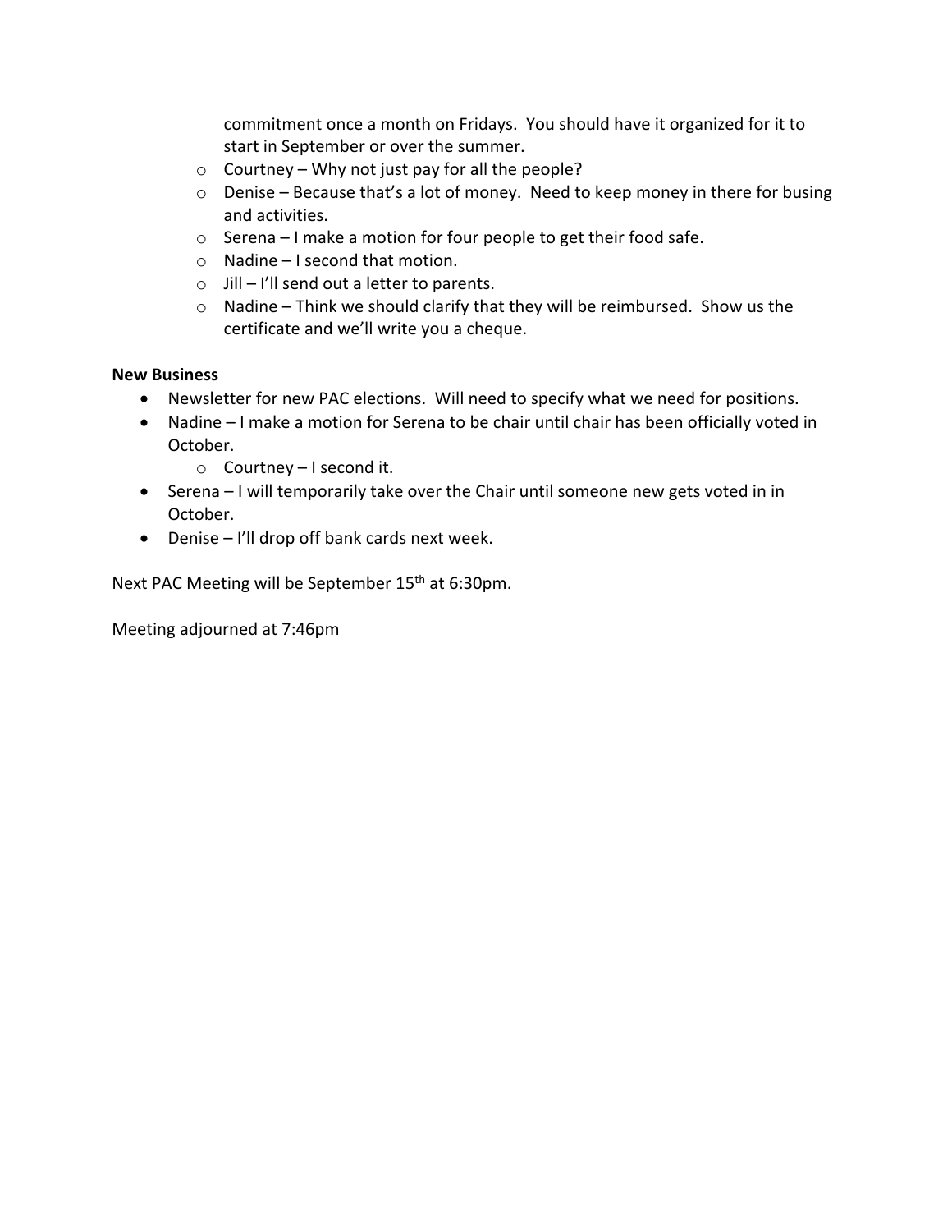commitment once a month on Fridays. You should have it organized for it to start in September or over the summer.

- Courtney – Why not just pay for all the people?
- Denise – Because that's a lot of money. Need to keep money in there for busing and activities.
- Serena – I make a motion for four people to get their food safe.
- Nadine – I second that motion.
- Jill – I'll send out a letter to parents.
- Nadine – Think we should clarify that they will be reimbursed. Show us the certificate and we'll write you a cheque.

**New Business**

- Newsletter for new PAC elections. Will need to specify what we need for positions.
- Nadine – I make a motion for Serena to be chair until chair has been officially voted in October.
  - Courtney – I second it.
- Serena – I will temporarily take over the Chair until someone new gets voted in in October.
- Denise – I'll drop off bank cards next week.

Next PAC Meeting will be September 15th at 6:30pm.

Meeting adjourned at 7:46pm